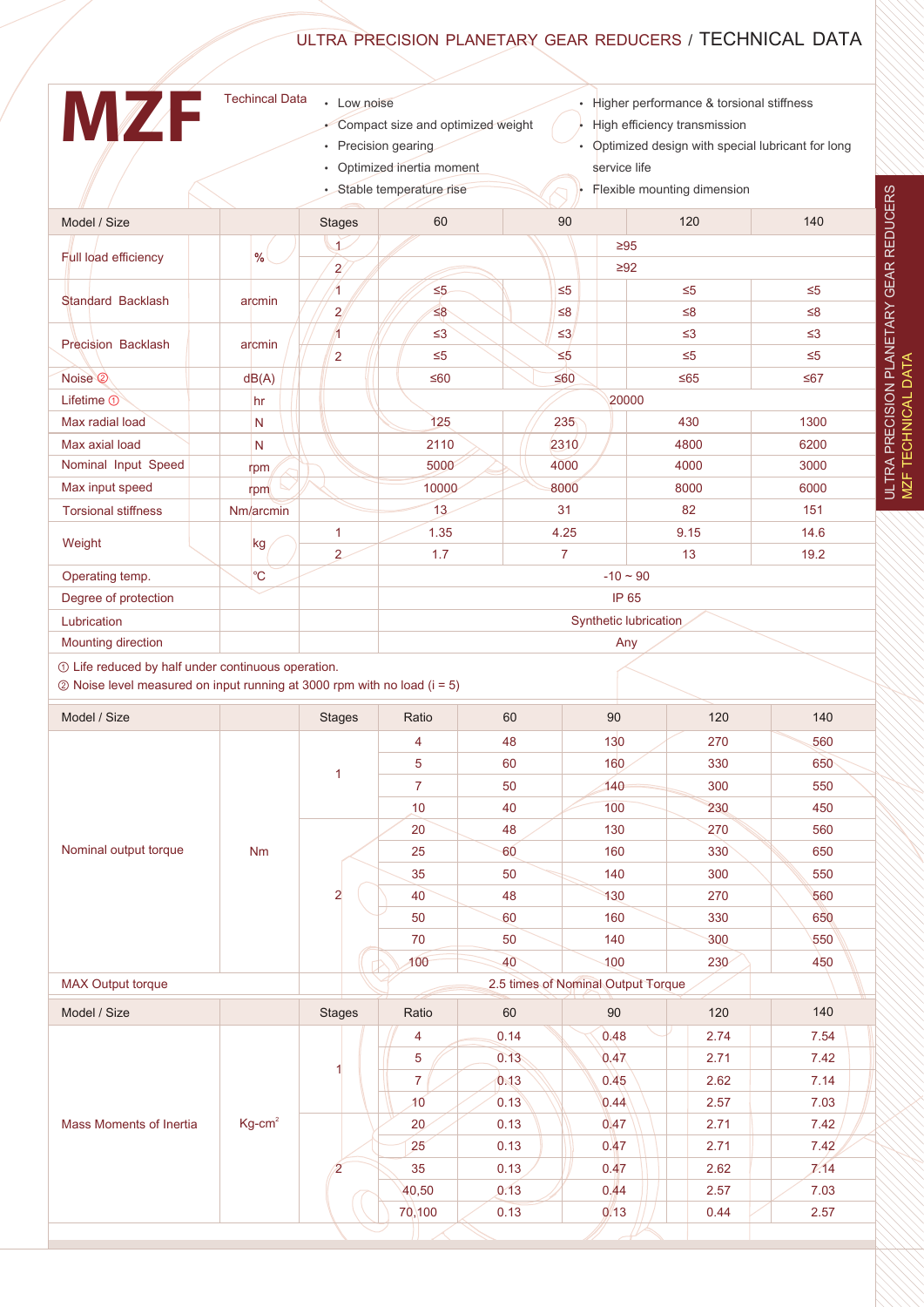# ULTRA PRECISION PLANETARY GEAR REDUCERS / TECHNICAL DATA

## MZF

Techincal Data

- Low noise
- Compact size and optimized weight
- Precision gearing
- Optimized inertia moment
- Stable temperature rise
- Higher performance & torsional stiffness
- High efficiency transmission
- Optimized design with special lubricant for long service life
- Flexible mounting dimension

| Model / Size | | Stages | 60 | 90 | 120 | 140 |
|---|---|---|---|---|---|---|
| Full load efficiency | % | 1 | ≥95 | | | |
| | | 2 | ≥92 | | | |
| Standard Backlash | arcmin | 1 | ≤5 | ≤5 | ≤5 | ≤5 |
| | | 2 | ≤8 | ≤8 | ≤8 | ≤8 |
| Precision Backlash | arcmin | 1 | ≤3 | ≤3 | ≤3 | ≤3 |
| | | 2 | ≤5 | ≤5 | ≤5 | ≤5 |
| Noise ② | dB(A) | | ≤60 | ≤60 | ≤65 | ≤67 |
| Lifetime ① | hr | | 20000 | | | |
| Max radial load | N | | 125 | 235 | 430 | 1300 |
| Max axial load | N | | 2110 | 2310 | 4800 | 6200 |
| Nominal Input Speed | rpm | | 5000 | 4000 | 4000 | 3000 |
| Max input speed | rpm | | 10000 | 8000 | 8000 | 6000 |
| Torsional stiffness | Nm/arcmin | | 13 | 31 | 82 | 151 |
| Weight | kg | 1 | 1.35 | 4.25 | 9.15 | 14.6 |
| | | 2 | 1.7 | 7 | 13 | 19.2 |
| Operating temp. | ℃ | | -10 ~ 90 | | | |
| Degree of protection | | | IP 65 | | | |
| Lubrication | | | Synthetic lubrication | | | |
| Mounting direction | | | Any | | | |

① Life reduced by half under continuous operation.
② Noise level measured on input running at 3000 rpm with no load (i = 5)

| Model / Size | | Stages | Ratio | 60 | 90 | 120 | 140 |
|---|---|---|---|---|---|---|---|
| Nominal output torque | Nm | 1 | 4 | 48 | 130 | 270 | 560 |
| | | | 5 | 60 | 160 | 330 | 650 |
| | | | 7 | 50 | 140 | 300 | 550 |
| | | | 10 | 40 | 100 | 230 | 450 |
| | | 2 | 20 | 48 | 130 | 270 | 560 |
| | | | 25 | 60 | 160 | 330 | 650 |
| | | | 35 | 50 | 140 | 300 | 550 |
| | | | 40 | 48 | 130 | 270 | 560 |
| | | | 50 | 60 | 160 | 330 | 650 |
| | | | 70 | 50 | 140 | 300 | 550 |
| | | | 100 | 40 | 100 | 230 | 450 |
| MAX Output torque | | 2.5 times of Nominal Output Torque | | | | | |

| Model / Size | | Stages | Ratio | 60 | 90 | 120 | 140 |
|---|---|---|---|---|---|---|---|
| Mass Moments of Inertia | Kg-cm² | 1 | 4 | 0.14 | 0.48 | 2.74 | 7.54 |
| | | | 5 | 0.13 | 0.47 | 2.71 | 7.42 |
| | | | 7 | 0.13 | 0.45 | 2.62 | 7.14 |
| | | | 10 | 0.13 | 0.44 | 2.57 | 7.03 |
| | | 2 | 20 | 0.13 | 0.47 | 2.71 | 7.42 |
| | | | 25 | 0.13 | 0.47 | 2.71 | 7.42 |
| | | | 35 | 0.13 | 0.47 | 2.62 | 7.14 |
| | | | 40,50 | 0.13 | 0.44 | 2.57 | 7.03 |
| | | | 70,100 | 0.13 | 0.13 | 0.44 | 2.57 |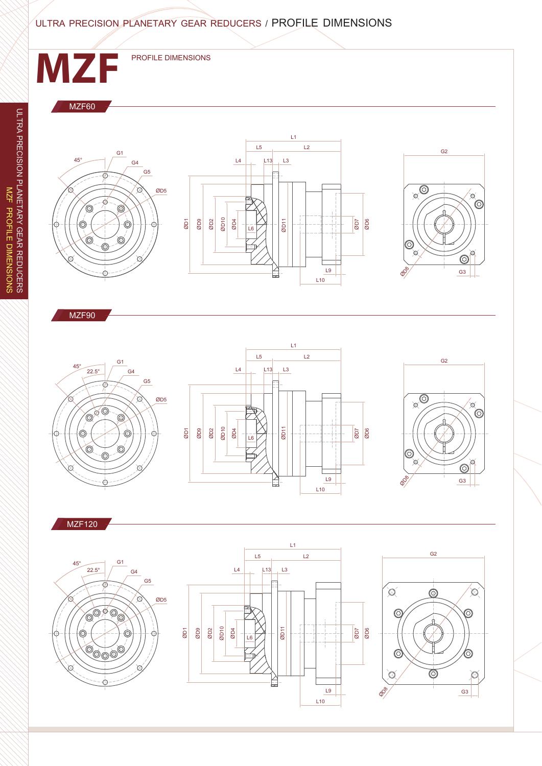# MZF

PROFILE DIMENSIONS

## MZF60

45°
G1
G4
G5
ØD5

L1
L5
L2
L4
L13
L3
ØD1
ØD9
ØD2
ØD10
ØD4
L6
ØD11
ØD7
ØD6
L9
L10

G2
ØD8
G3

## MZF90

45°
22.5°
G1
G4
G5
ØD5

L1
L5
L2
L4
L13
L3
ØD1
ØD9
ØD2
ØD10
ØD4
L6
ØD11
ØD7
ØD6
L9
L10

G2
ØD8
G3

## MZF120

45°
22.5°
G1
G4
G5
ØD5

L1
L5
L2
L4
L13
L3
ØD1
ØD9
ØD2
ØD10
ØD4
L6
ØD11
ØD7
ØD6
L9
L10

G2
ØD8
G3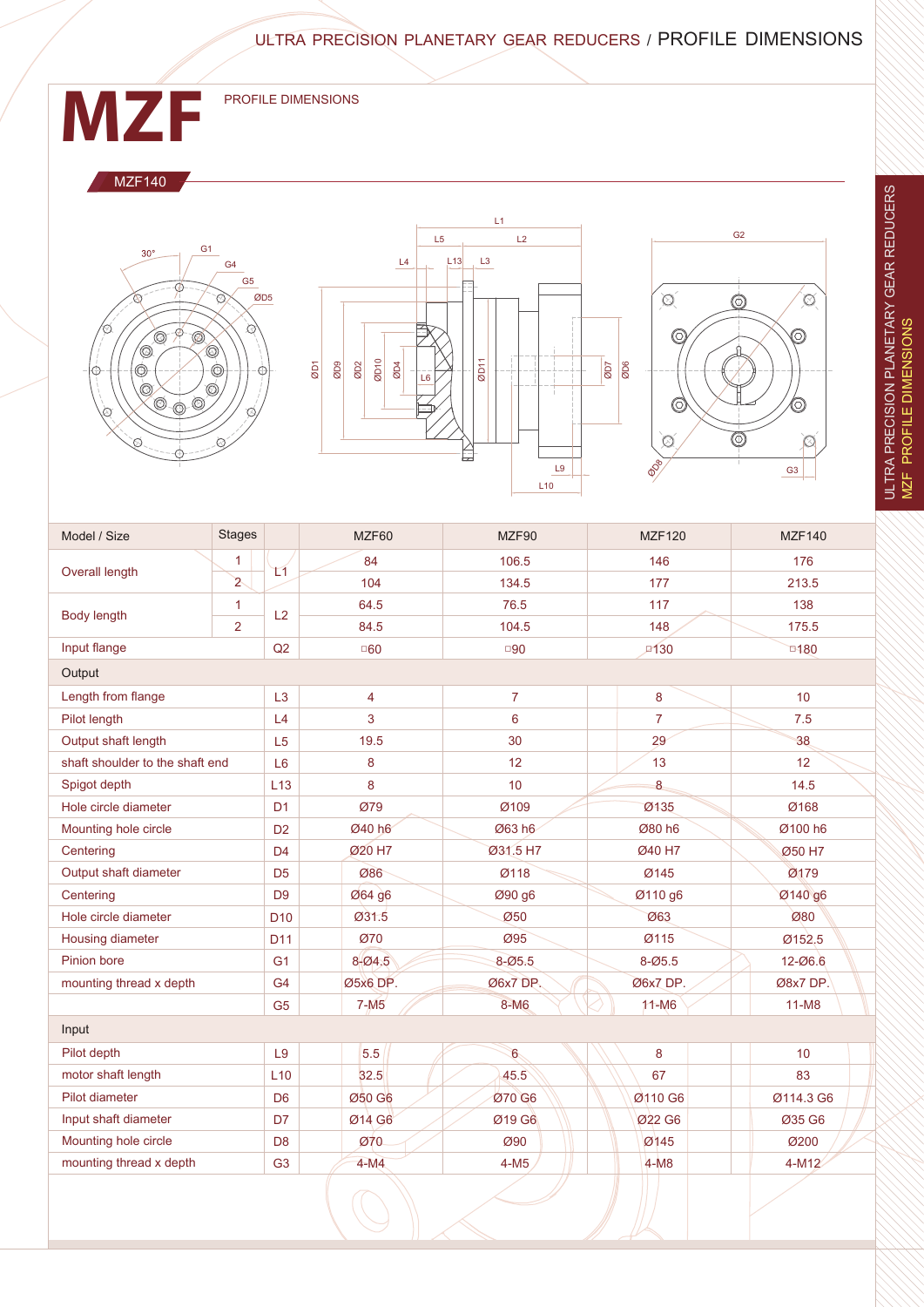# MZF

PROFILE DIMENSIONS

## MZF140

30°
G1
G4
G5
ØD5

L1
L5
L2
L4
L13
L3
ØD1
ØD9
ØD2
ØD10
ØD4
L6
ØD11
ØD7
ØD6
L9
L10

G2
ØD8
G3

| Model / Size | Stages | | MZF60 | MZF90 | MZF120 | MZF140 |
|---|---|---|---|---|---|---|
| Overall length | 1 | L1 | 84 | 106.5 | 146 | 176 |
| | 2 | | 104 | 134.5 | 177 | 213.5 |
| Body length | 1 | L2 | 64.5 | 76.5 | 117 | 138 |
| | 2 | | 84.5 | 104.5 | 148 | 175.5 |
| Input flange | | Q2 | □60 | □90 | □130 | □180 |
| Output | | | | | | |
| Length from flange | | L3 | 4 | 7 | 8 | 10 |
| Pilot length | | L4 | 3 | 6 | 7 | 7.5 |
| Output shaft length | | L5 | 19.5 | 30 | 29 | 38 |
| shaft shoulder to the shaft end | | L6 | 8 | 12 | 13 | 12 |
| Spigot depth | | L13 | 8 | 10 | 8 | 14.5 |
| Hole circle diameter | | D1 | Ø79 | Ø109 | Ø135 | Ø168 |
| Mounting hole circle | | D2 | Ø40 h6 | Ø63 h6 | Ø80 h6 | Ø100 h6 |
| Centering | | D4 | Ø20 H7 | Ø31.5 H7 | Ø40 H7 | Ø50 H7 |
| Output shaft diameter | | D5 | Ø86 | Ø118 | Ø145 | Ø179 |
| Centering | | D9 | Ø64 g6 | Ø90 g6 | Ø110 g6 | Ø140 g6 |
| Hole circle diameter | | D10 | Ø31.5 | Ø50 | Ø63 | Ø80 |
| Housing diameter | | D11 | Ø70 | Ø95 | Ø115 | Ø152.5 |
| Pinion bore | | G1 | 8-Ø4.5 | 8-Ø5.5 | 8-Ø5.5 | 12-Ø6.6 |
| mounting thread x depth | | G4 | Ø5x6 DP. | Ø6x7 DP. | Ø6x7 DP. | Ø8x7 DP. |
| | | G5 | 7-M5 | 8-M6 | 11-M6 | 11-M8 |
| Input | | | | | | |
| Pilot depth | | L9 | 5.5 | 6 | 8 | 10 |
| motor shaft length | | L10 | 32.5 | 45.5 | 67 | 83 |
| Pilot diameter | | D6 | Ø50 G6 | Ø70 G6 | Ø110 G6 | Ø114.3 G6 |
| Input shaft diameter | | D7 | Ø14 G6 | Ø19 G6 | Ø22 G6 | Ø35 G6 |
| Mounting hole circle | | D8 | Ø70 | Ø90 | Ø145 | Ø200 |
| mounting thread x depth | | G3 | 4-M4 | 4-M5 | 4-M8 | 4-M12 |